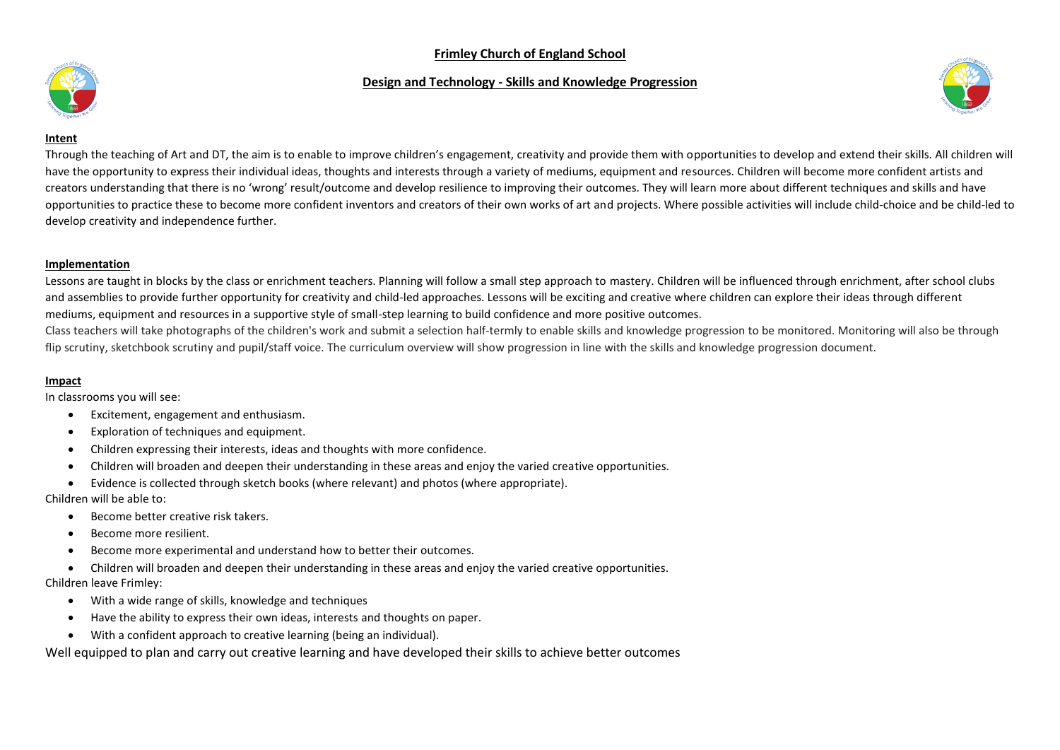# Frimley Church of England School

## Design and Technology - Skills and Knowledge Progression

### Intent

Through the teaching of Art and DT, the aim is to enable to improve children's engagement, creativity and provide them with opportunities to develop and extend their skills. All children will have the opportunity to express their individual ideas, thoughts and interests through a variety of mediums, equipment and resources. Children will become more confident artists and creators understanding that there is no 'wrong' result/outcome and develop resilience to improving their outcomes. They will learn more about different techniques and skills and have opportunities to practice these to become more confident inventors and creators of their own works of art and projects. Where possible activities will include child-choice and be child-led to develop creativity and independence further.

### Implementation

Lessons are taught in blocks by the class or enrichment teachers. Planning will follow a small step approach to mastery. Children will be influenced through enrichment, after school clubs and assemblies to provide further opportunity for creativity and child-led approaches. Lessons will be exciting and creative where children can explore their ideas through different mediums, equipment and resources in a supportive style of small-step learning to build confidence and more positive outcomes.

Class teachers will take photographs of the children's work and submit a selection half-termly to enable skills and knowledge progression to be monitored. Monitoring will also be through flip scrutiny, sketchbook scrutiny and pupil/staff voice. The curriculum overview will show progression in line with the skills and knowledge progression document.

### Impact

In classrooms you will see:

- Excitement, engagement and enthusiasm.
- Exploration of techniques and equipment.
- Children expressing their interests, ideas and thoughts with more confidence.
- Children will broaden and deepen their understanding in these areas and enjoy the varied creative opportunities.
- Evidence is collected through sketch books (where relevant) and photos (where appropriate).

Children will be able to:

- Become better creative risk takers.
- Become more resilient.
- Become more experimental and understand how to better their outcomes.
- Children will broaden and deepen their understanding in these areas and enjoy the varied creative opportunities.

Children leave Frimley:

- With a wide range of skills, knowledge and techniques
- Have the ability to express their own ideas, interests and thoughts on paper.
- With a confident approach to creative learning (being an individual).

Well equipped to plan and carry out creative learning and have developed their skills to achieve better outcomes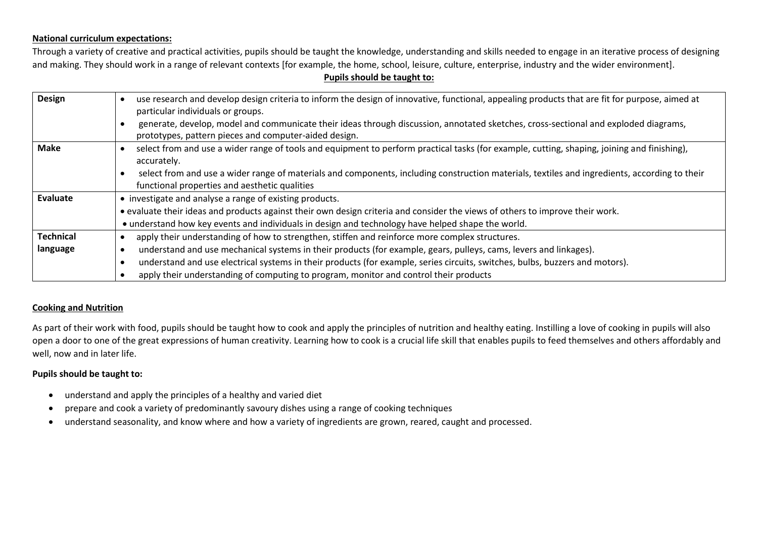**National curriculum expectations:**

Through a variety of creative and practical activities, pupils should be taught the knowledge, understanding and skills needed to engage in an iterative process of designing and making. They should work in a range of relevant contexts [for example, the home, school, leisure, culture, enterprise, industry and the wider environment].

**Pupils should be taught to:**

| | |
|---|---|
| **Design** | • use research and develop design criteria to inform the design of innovative, functional, appealing products that are fit for purpose, aimed at particular individuals or groups.<br>• generate, develop, model and communicate their ideas through discussion, annotated sketches, cross-sectional and exploded diagrams, prototypes, pattern pieces and computer-aided design. |
| **Make** | • select from and use a wider range of tools and equipment to perform practical tasks (for example, cutting, shaping, joining and finishing), accurately.<br>• select from and use a wider range of materials and components, including construction materials, textiles and ingredients, according to their functional properties and aesthetic qualities |
| **Evaluate** | • investigate and analyse a range of existing products.<br>• evaluate their ideas and products against their own design criteria and consider the views of others to improve their work.<br>• understand how key events and individuals in design and technology have helped shape the world. |
| **Technical language** | • apply their understanding of how to strengthen, stiffen and reinforce more complex structures.<br>• understand and use mechanical systems in their products (for example, gears, pulleys, cams, levers and linkages).<br>• understand and use electrical systems in their products (for example, series circuits, switches, bulbs, buzzers and motors).<br>• apply their understanding of computing to program, monitor and control their products |

**Cooking and Nutrition**

As part of their work with food, pupils should be taught how to cook and apply the principles of nutrition and healthy eating. Instilling a love of cooking in pupils will also open a door to one of the great expressions of human creativity. Learning how to cook is a crucial life skill that enables pupils to feed themselves and others affordably and well, now and in later life.

**Pupils should be taught to:**

- understand and apply the principles of a healthy and varied diet
- prepare and cook a variety of predominantly savoury dishes using a range of cooking techniques
- understand seasonality, and know where and how a variety of ingredients are grown, reared, caught and processed.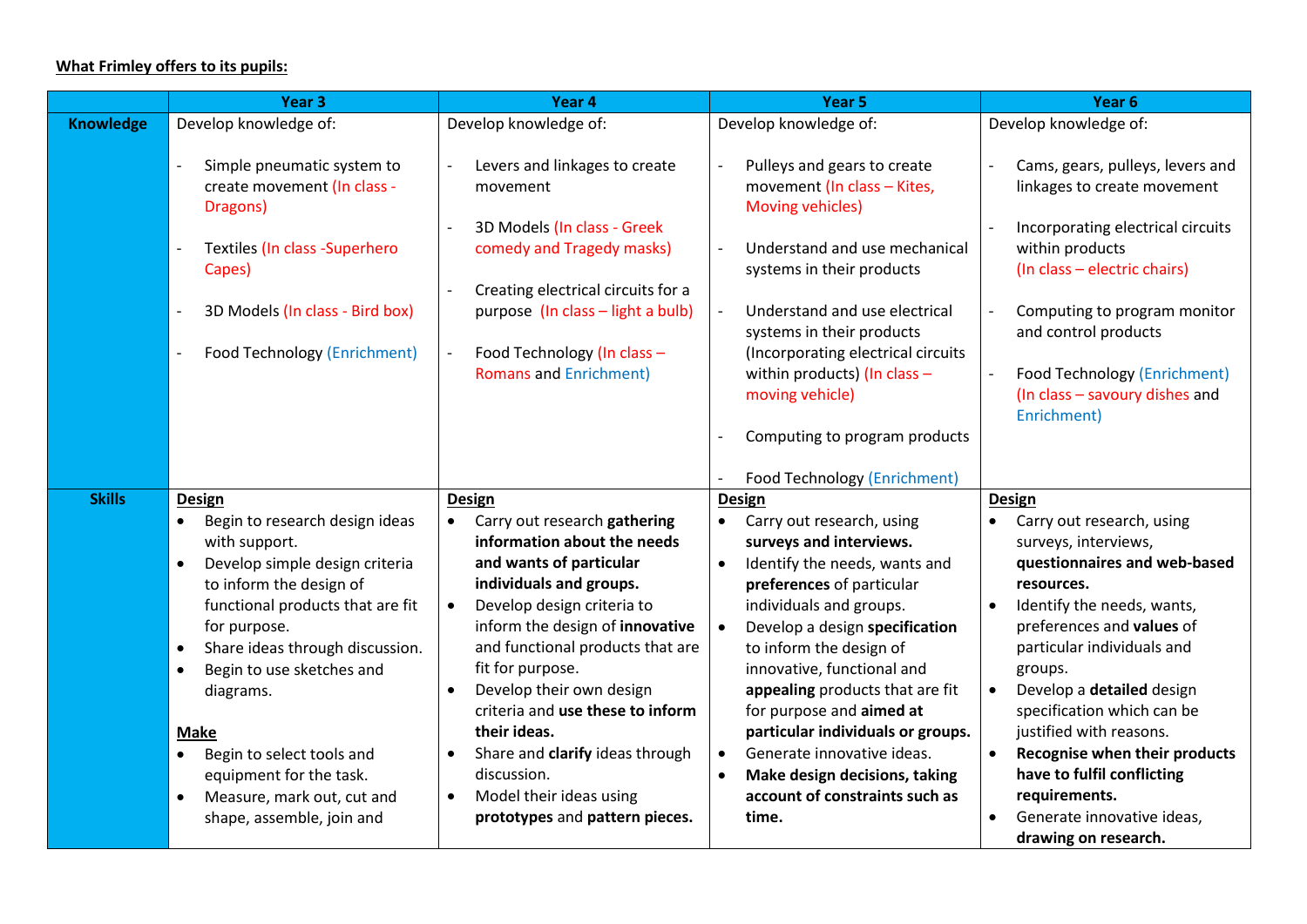**What Frimley offers to its pupils:**

| | Year 3 | Year 4 | Year 5 | Year 6 |
|---|---|---|---|---|
| **Knowledge** | Develop knowledge of:<br><br>- Simple pneumatic system to create movement (In class - Dragons)<br><br>- Textiles (In class -Superhero Capes)<br><br>- 3D Models (In class - Bird box)<br><br>- Food Technology (Enrichment) | Develop knowledge of:<br><br>- Levers and linkages to create movement<br><br>- 3D Models (In class - Greek comedy and Tragedy masks)<br><br>- Creating electrical circuits for a purpose (In class – light a bulb)<br><br>- Food Technology (In class – Romans and Enrichment) | Develop knowledge of:<br><br>- Pulleys and gears to create movement (In class – Kites, Moving vehicles)<br><br>- Understand and use mechanical systems in their products<br><br>- Understand and use electrical systems in their products (Incorporating electrical circuits within products) (In class – moving vehicle)<br><br>- Computing to program products<br><br>- Food Technology (Enrichment) | Develop knowledge of:<br><br>- Cams, gears, pulleys, levers and linkages to create movement<br><br>- Incorporating electrical circuits within products (In class – electric chairs)<br><br>- Computing to program monitor and control products<br><br>- Food Technology (Enrichment) (In class – savoury dishes and Enrichment) |
| **Skills** | **Design**<br>• Begin to research design ideas with support.<br>• Develop simple design criteria to inform the design of functional products that are fit for purpose.<br>• Share ideas through discussion.<br>• Begin to use sketches and diagrams.<br><br>**Make**<br>• Begin to select tools and equipment for the task.<br>• Measure, mark out, cut and shape, assemble, join and | **Design**<br>• Carry out research **gathering information about the needs and wants of particular individuals and groups.**<br>• Develop design criteria to inform the design of **innovative** and functional products that are fit for purpose.<br>• Develop their own design criteria and **use these to inform their ideas.**<br>• Share and **clarify** ideas through discussion.<br>• Model their ideas using **prototypes** and **pattern pieces.** | **Design**<br>• Carry out research, using **surveys and interviews.**<br>• Identify the needs, wants and **preferences** of particular individuals and groups.<br>• Develop a design **specification** to inform the design of innovative, functional and **appealing** products that are fit for purpose and **aimed at particular individuals or groups.**<br>• Generate innovative ideas.<br>• **Make design decisions, taking account of constraints such as time.** | **Design**<br>• Carry out research, using surveys, interviews, **questionnaires and web-based resources.**<br>• Identify the needs, wants, preferences and **values** of particular individuals and groups.<br>• Develop a **detailed** design specification which can be justified with reasons.<br>• **Recognise when their products have to fulfil conflicting requirements.**<br>• Generate innovative ideas, **drawing on research.** |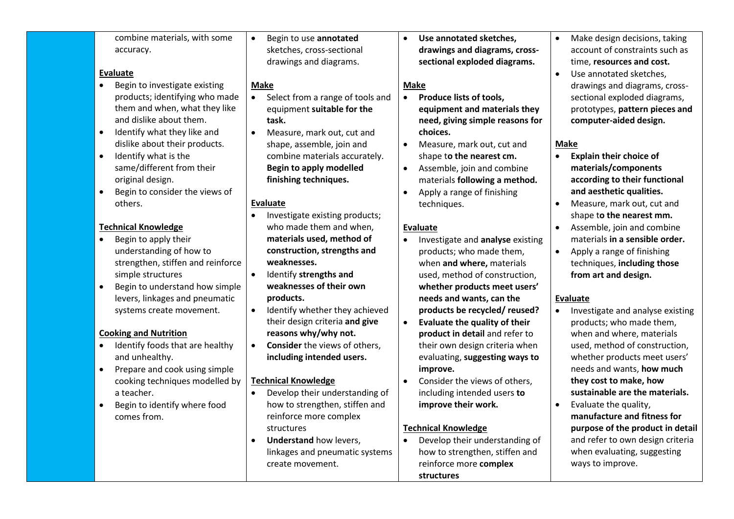| | | | | |
|---|---|---|---|---|
| | combine materials, with some accuracy.<br><br>**Evaluate**<br>• Begin to investigate existing products; identifying who made them and when, what they like and dislike about them.<br>• Identify what they like and dislike about their products.<br>• Identify what is the same/different from their original design.<br>• Begin to consider the views of others.<br><br>**Technical Knowledge**<br>• Begin to apply their understanding of how to strengthen, stiffen and reinforce simple structures<br>• Begin to understand how simple levers, linkages and pneumatic systems create movement.<br><br>**Cooking and Nutrition**<br>• Identify foods that are healthy and unhealthy.<br>• Prepare and cook using simple cooking techniques modelled by a teacher.<br>• Begin to identify where food comes from. | • Begin to use **annotated** sketches, cross-sectional drawings and diagrams.<br><br>**Make**<br>• Select from a range of tools and equipment **suitable for the task.**<br>• Measure, mark out, cut and shape, assemble, join and combine materials accurately. **Begin to apply modelled finishing techniques.**<br><br>**Evaluate**<br>• Investigate existing products; who made them and when, **materials used, method of construction, strengths and weaknesses.**<br>• Identify **strengths and weaknesses of their own products.**<br>• Identify whether they achieved their design criteria **and give reasons why/why not.**<br>• **Consider** the views of others, **including intended users.**<br><br>**Technical Knowledge**<br>• Develop their understanding of how to strengthen, stiffen and reinforce more complex structures<br>• **Understand** how levers, linkages and pneumatic systems create movement. | • **Use annotated sketches, drawings and diagrams, cross-sectional exploded diagrams.**<br><br>**Make**<br>• **Produce lists of tools, equipment and materials they need, giving simple reasons for choices.**<br>• Measure, mark out, cut and shape t**o the nearest cm.**<br>• Assemble, join and combine materials **following a method.**<br>• Apply a range of finishing techniques.<br><br>**Evaluate**<br>• Investigate and **analyse** existing products; who made them, when **and where,** materials used, method of construction, **whether products meet users' needs and wants, can the products be recycled/ reused?**<br>• **Evaluate the quality of their product in detail** and refer to their own design criteria when evaluating, **suggesting ways to improve.**<br>• Consider the views of others, including intended users **to improve their work.**<br><br>**Technical Knowledge**<br>• Develop their understanding of how to strengthen, stiffen and reinforce more **complex structures** | • Make design decisions, taking account of constraints such as time, **resources and cost.**<br>• Use annotated sketches, drawings and diagrams, cross-sectional exploded diagrams, prototypes, **pattern pieces and computer-aided design.**<br><br>**Make**<br>• **Explain their choice of materials/components according to their functional and aesthetic qualities.**<br>• Measure, mark out, cut and shape t**o the nearest mm.**<br>• Assemble, join and combine materials **in a sensible order.**<br>• Apply a range of finishing techniques, **including those from art and design.**<br><br>**Evaluate**<br>• Investigate and analyse existing products; who made them, when and where, materials used, method of construction, whether products meet users' needs and wants, **how much they cost to make, how sustainable are the materials.**<br>• Evaluate the quality, **manufacture and fitness for purpose of the product in detail** and refer to own design criteria when evaluating, suggesting ways to improve. |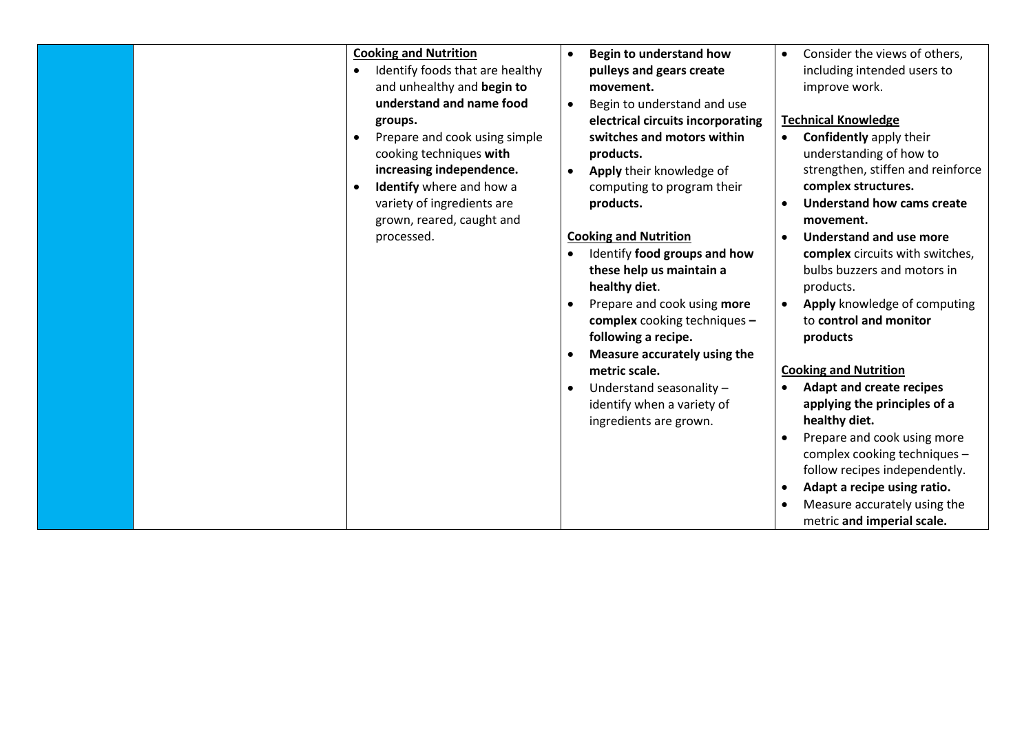| | | | | |
|---|---|---|---|---|
| | | **Cooking and Nutrition**<br>• Identify foods that are healthy and unhealthy and **begin to understand and name food groups.**<br>• Prepare and cook using simple cooking techniques **with increasing independence.**<br>• **Identify** where and how a variety of ingredients are grown, reared, caught and processed. | • **Begin to understand how pulleys and gears create movement.**<br>• Begin to understand and use **electrical circuits incorporating switches and motors within products.**<br>• **Apply** their knowledge of computing to program their **products.**<br><br>**Cooking and Nutrition**<br>• Identify **food groups and how these help us maintain a healthy diet**.<br>• Prepare and cook using **more complex** cooking techniques **– following a recipe.**<br>• **Measure accurately using the metric scale.**<br>• Understand seasonality – identify when a variety of ingredients are grown. | • Consider the views of others, including intended users to improve work.<br><br>**Technical Knowledge**<br>• **Confidently** apply their understanding of how to strengthen, stiffen and reinforce **complex structures.**<br>• **Understand how cams create movement.**<br>• **Understand and use more complex** circuits with switches, bulbs buzzers and motors in products.<br>• **Apply** knowledge of computing to **control and monitor products**<br><br>**Cooking and Nutrition**<br>• **Adapt and create recipes applying the principles of a healthy diet.**<br>• Prepare and cook using more complex cooking techniques – follow recipes independently.<br>• **Adapt a recipe using ratio.**<br>• Measure accurately using the metric **and imperial scale.** |